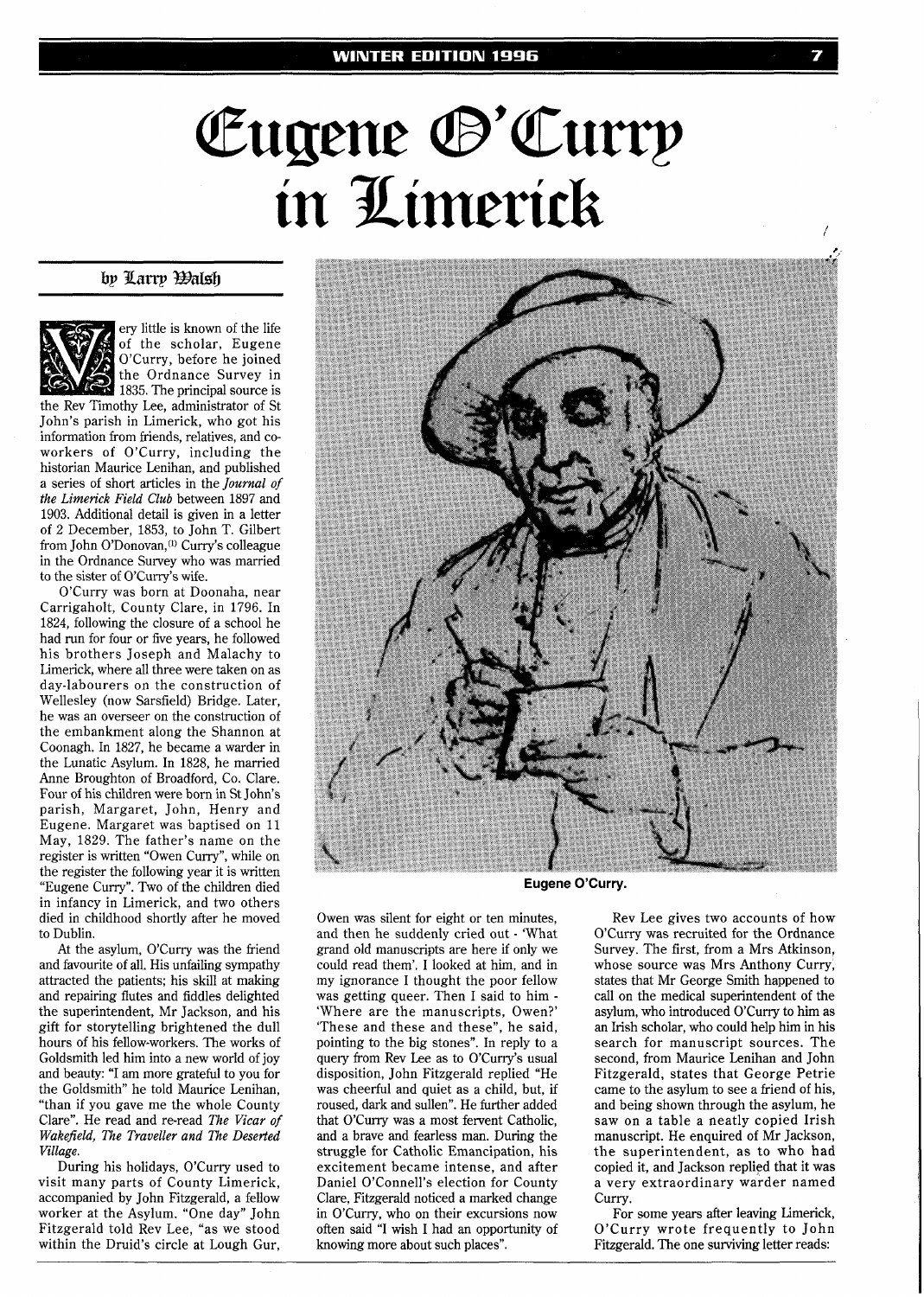# Eugene O'Curry in Limerick

by Larry Walsh

Very little is known of the life of the scholar, Eugene O'Curry, before he joined the Ordnance Survey in 1835. The principal source is the Rev Timothy Lee, administrator of St John's parish in Limerick, who got his information from friends, relatives, and co-workers of O'Curry, including the historian Maurice Lenihan, and published a series of short articles in the *Journal of the Limerick Field Club* between 1897 and 1903. Additional detail is given in a letter of 2 December, 1853, to John T. Gilbert from John O'Donovan,[1] Curry's colleague in the Ordnance Survey who was married to the sister of O'Curry's wife.

O'Curry was born at Doonaha, near Carrigaholt, County Clare, in 1796. In 1824, following the closure of a school he had run for four or five years, he followed his brothers Joseph and Malachy to Limerick, where all three were taken on as day-labourers on the construction of Wellesley (now Sarsfield) Bridge. Later, he was an overseer on the construction of the embankment along the Shannon at Coonagh. In 1827, he became a warder in the Lunatic Asylum. In 1828, he married Anne Broughton of Broadford, Co. Clare. Four of his children were born in St John's parish, Margaret, John, Henry and Eugene. Margaret was baptised on 11 May, 1829. The father's name on the register is written "Owen Curry", while on the register the following year it is written "Eugene Curry". Two of the children died in infancy in Limerick, and two others died in childhood shortly after he moved to Dublin.

At the asylum, O'Curry was the friend and favourite of all. His unfailing sympathy attracted the patients; his skill at making and repairing flutes and fiddles delighted the superintendent, Mr Jackson, and his gift for storytelling brightened the dull hours of his fellow-workers. The works of Goldsmith led him into a new world of joy and beauty: "I am more grateful to you for the Goldsmith" he told Maurice Lenihan, "than if you gave me the whole County Clare". He read and re-read *The Vicar of Wakefield, The Traveller and The Deserted Village*.

During his holidays, O'Curry used to visit many parts of County Limerick, accompanied by John Fitzgerald, a fellow worker at the Asylum. "One day" John Fitzgerald told Rev Lee, "as we stood within the Druid's circle at Lough Gur, Owen was silent for eight or ten minutes, and then he suddenly cried out - 'What grand old manuscripts are here if only we could read them'. I looked at him, and in my ignorance I thought the poor fellow was getting queer. Then I said to him - 'Where are the manuscripts, Owen?' 'These and these and these", he said, pointing to the big stones". In reply to a query from Rev Lee as to O'Curry's usual disposition, John Fitzgerald replied "He was cheerful and quiet as a child, but, if roused, dark and sullen". He further added that O'Curry was a most fervent Catholic, and a brave and fearless man. During the struggle for Catholic Emancipation, his excitement became intense, and after Daniel O'Connell's election for County Clare, Fitzgerald noticed a marked change in O'Curry, who, on their excursions now often said "I wish I had an opportunity of knowing more about such places".

Eugene O'Curry.

Rev Lee gives two accounts of how O'Curry was recruited for the Ordnance Survey. The first, from a Mrs Atkinson, whose source was Mrs Anthony Curry, states that Mr George Smith happened to call on the medical superintendent of the asylum, who introduced O'Curry to him as an Irish scholar, who could help him in his search for manuscript sources. The second, from Maurice Lenihan and John Fitzgerald, states that George Petrie came to the asylum to see a friend of his, and being shown through the asylum, he saw on a table a neatly copied Irish manuscript. He enquired of Mr Jackson, the superintendent, as to who had copied it, and Jackson replied that it was a very extraordinary warder named Curry.

For some years after leaving Limerick, O'Curry wrote frequently to John Fitzgerald. The one surviving letter reads: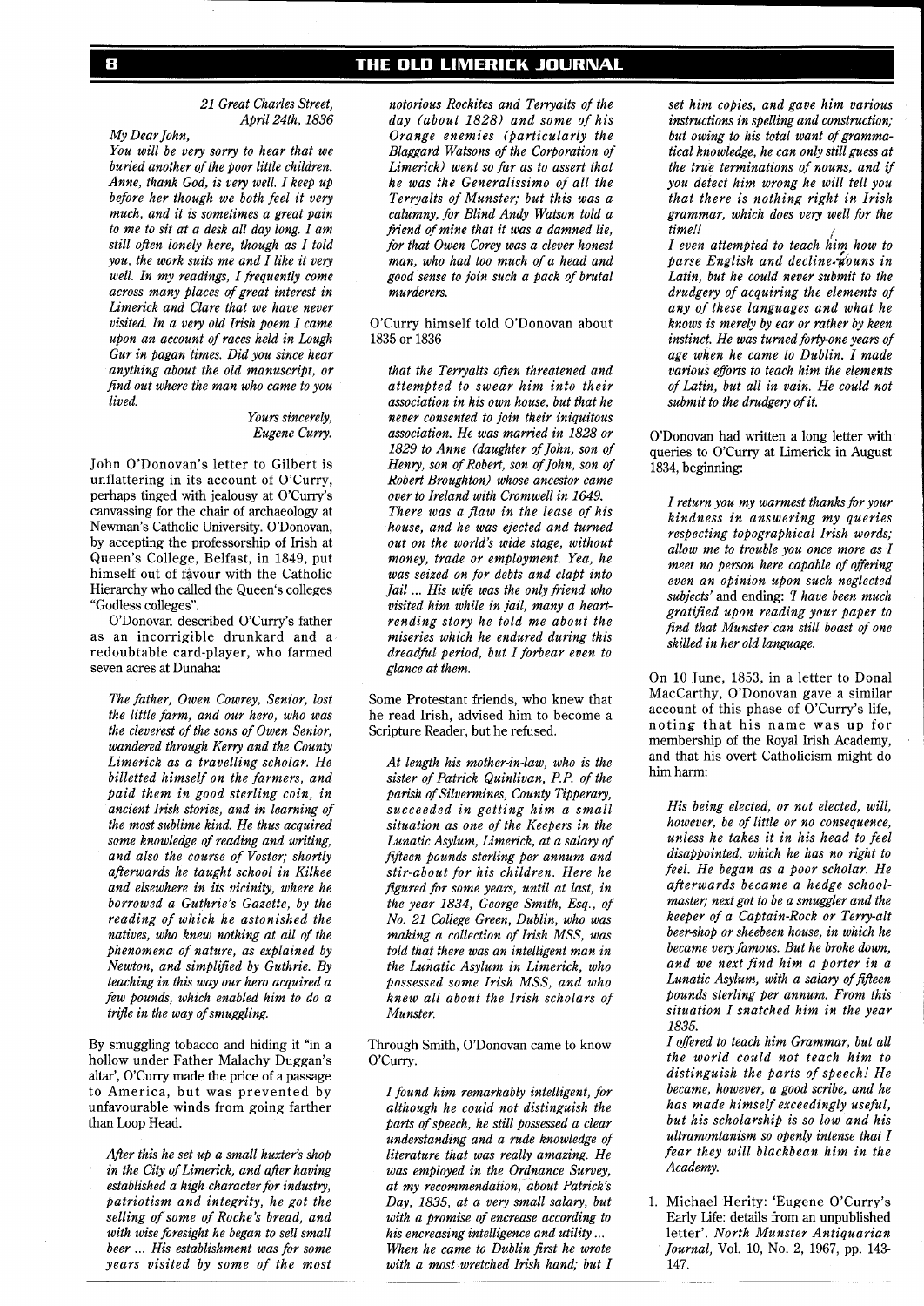*21 Great Charles Street,*
*April 24th, 1836*

*My Dear John,*

*You will be very sorry to hear that we buried another of the poor little children. Anne, thank God, is very well. I keep up before her though we both feel it very much, and it is sometimes a great pain to me to sit at a desk all day long. I am still often lonely here, though as I told you, the work suits me and I like it very well. In my readings, I frequently come across many places of great interest in Limerick and Clare that we have never visited. In a very old Irish poem I came upon an account of races held in Lough Gur in pagan times. Did you since hear anything about the old manuscript, or find out where the man who came to you lived.*

*Yours sincerely,*
*Eugene Curry.*

John O'Donovan's letter to Gilbert is unflattering in its account of O'Curry, perhaps tinged with jealousy at O'Curry's canvassing for the chair of archaeology at Newman's Catholic University. O'Donovan, by accepting the professorship of Irish at Queen's College, Belfast, in 1849, put himself out of favour with the Catholic Hierarchy who called the Queen's colleges "Godless colleges".

O'Donovan described O'Curry's father as an incorrigible drunkard and a redoubtable card-player, who farmed seven acres at Dunaha:

> *The father, Owen Cowrey, Senior, lost the little farm, and our hero, who was the cleverest of the sons of Owen Senior, wandered through Kerry and the County Limerick as a travelling scholar. He billetted himself on the farmers, and paid them in good sterling coin, in ancient Irish stories, and in learning of the most sublime kind. He thus acquired some knowledge of reading and writing, and also the course of Voster; shortly afterwards he taught school in Kilkee and elsewhere in its vicinity, where he borrowed a Guthrie's Gazette, by the reading of which he astonished the natives, who knew nothing at all of the phenomena of nature, as explained by Newton, and simplified by Guthrie. By teaching in this way our hero acquired a few pounds, which enabled him to do a trifle in the way of smuggling.*

By smuggling tobacco and hiding it "in a hollow under Father Malachy Duggan's altar', O'Curry made the price of a passage to America, but was prevented by unfavourable winds from going farther than Loop Head.

> *After this he set up a small huxter's shop in the City of Limerick, and after having established a high character for industry, patriotism and integrity, he got the selling of some of Roche's bread, and with wise foresight he began to sell small beer ... His establishment was for some years visited by some of the most notorious Rockites and Terryalts of the day (about 1828) and some of his Orange enemies (particularly the Blaggard Watsons of the Corporation of Limerick) went so far as to assert that he was the Generalissimo of all the Terryalts of Munster; but this was a calumny, for Blind Andy Watson told a friend of mine that it was a damned lie, for that Owen Corey was a clever honest man, who had too much of a head and good sense to join such a pack of brutal murderers.*

O'Curry himself told O'Donovan about 1835 or 1836

> *that the Terryalts often threatened and attempted to swear him into their association in his own house, but that he never consented to join their iniquitous association. He was married in 1828 or 1829 to Anne (daughter of John, son of Henry, son of Robert, son of John, son of Robert Broughton) whose ancestor came over to Ireland with Cromwell in 1649. There was a flaw in the lease of his house, and he was ejected and turned out on the world's wide stage, without money, trade or employment. Yea, he was seized on for debts and clapt into Jail ... His wife was the only friend who visited him while in jail, many a heart-rending story he told me about the miseries which he endured during this dreadful period, but I forbear even to glance at them.*

Some Protestant friends, who knew that he read Irish, advised him to become a Scripture Reader, but he refused.

> *At length his mother-in-law, who is the sister of Patrick Quinlivan, P.P. of the parish of Silvermines, County Tipperary, succeeded in getting him a small situation as one of the Keepers in the Lunatic Asylum, Limerick, at a salary of fifteen pounds sterling per annum and stir-about for his children. Here he figured for some years, until at last, in the year 1834, George Smith, Esq., of No. 21 College Green, Dublin, who was making a collection of Irish MSS, was told that there was an intelligent man in the Lunatic Asylum in Limerick, who possessed some Irish MSS, and who knew all about the Irish scholars of Munster.*

Through Smith, O'Donovan came to know O'Curry.

> *I found him remarkably intelligent, for although he could not distinguish the parts of speech, he still possessed a clear understanding and a rude knowledge of literature that was really amazing. He was employed in the Ordnance Survey, at my recommendation, about Patrick's Day, 1835, at a very small salary, but with a promise of encrease according to his encreasing intelligence and utility ... When he came to Dublin first he wrote with a most wretched Irish hand; but I set him copies, and gave him various instructions in spelling and construction; but owing to his total want of grammatical knowledge, he can only still guess at the true terminations of nouns, and if you detect him wrong he will tell you that there is nothing right in Irish grammar, which does very well for the time!!*
>
> *I even attempted to teach him how to parse English and decline nouns in Latin, but he could never submit to the drudgery of acquiring the elements of any of these languages and what he knows is merely by ear or rather by keen instinct. He was turned forty-one years of age when he came to Dublin. I made various efforts to teach him the elements of Latin, but all in vain. He could not submit to the drudgery of it.*

O'Donovan had written a long letter with queries to O'Curry at Limerick in August 1834, beginning:

> *I return you my warmest thanks for your kindness in answering my queries respecting topographical Irish words; allow me to trouble you once more as I meet no person here capable of offering even an opinion upon such neglected subjects'* and ending: *'I have been much gratified upon reading your paper to find that Munster can still boast of one skilled in her old language.*

On 10 June, 1853, in a letter to Donal MacCarthy, O'Donovan gave a similar account of this phase of O'Curry's life, noting that his name was up for membership of the Royal Irish Academy, and that his overt Catholicism might do him harm:

> *His being elected, or not elected, will, however, be of little or no consequence, unless he takes it in his head to feel disappointed, which he has no right to feel. He began as a poor scholar. He afterwards became a hedge schoolmaster; next got to be a smuggler and the keeper of a Captain-Rock or Terry-alt beer-shop or sheebeen house, in which he became very famous. But he broke down, and we next find him a porter in a Lunatic Asylum, with a salary of fifteen pounds sterling per annum. From this situation I snatched him in the year 1835.*
>
> *I offered to teach him Grammar, but all the world could not teach him to distinguish the parts of speech! He became, however, a good scribe, and he has made himself exceedingly useful, but his scholarship is so low and his ultramontanism so openly intense that I fear they will blackbean him in the Academy.*

1. Michael Herity: 'Eugene O'Curry's Early Life: details from an unpublished letter'. *North Munster Antiquarian Journal*, Vol. 10, No. 2, 1967, pp. 143-147.